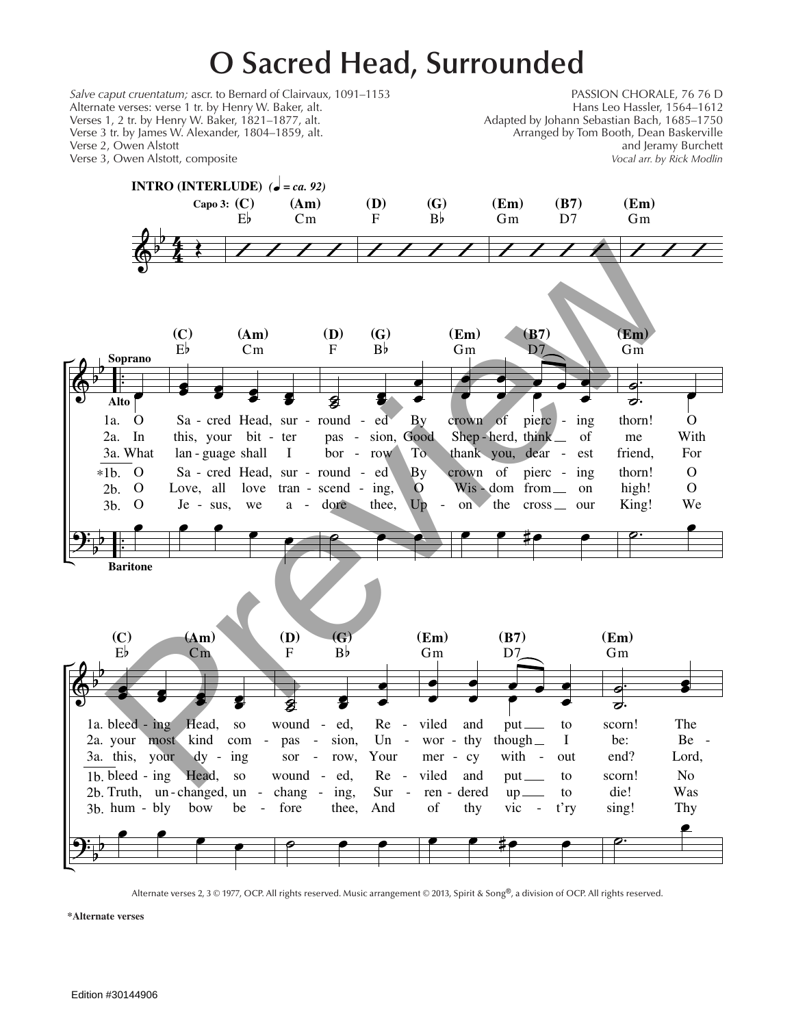# O Sacred Head, Surrounded

*Salve caput cruentatum;* ascr. to Bernard of Clairvaux, 1091–1153
Alternate verses: verse 1 tr. by Henry W. Baker, alt.
Verses 1, 2 tr. by Henry W. Baker, 1821–1877, alt.
Verse 3 tr. by James W. Alexander, 1804–1859, alt.
Verse 2, Owen Alstott
Verse 3, Owen Alstott, composite

PASSION CHORALE, 76 76 D
Hans Leo Hassler, 1564–1612
Adapted by Johann Sebastian Bach, 1685–1750
Arranged by Tom Booth, Dean Baskerville
and Jeramy Burchett
*Vocal arr. by Rick Modlin*

**INTRO (INTERLUDE)** (♩ = ca. 92)

Capo 3: (C) E♭ (Am) Cm (D) F (G) B♭ (Em) Gm (B7) D7 (Em) Gm

Soprano / Alto / Baritone

1a. O Sacred Head, surrounded By crown of piercing thorn! O bleeding Head, so wounded, Reviled and put to scorn! The
2a. In this, your bitter passion, Good Shepherd, think of me With your most kind compassion, Unworthy though I be: Be-
3a. What language shall I borrow To thank you, dearest friend, For this, your dying sorrow, Your mercy without end? Lord,

*1b. O Sacred Head, surrounded By crown of piercing thorn! O bleeding Head, so wounded, Reviled and put to scorn! No
2b. O Love, all love transcending, O Wisdom from on high! O Truth, unchanged, unchanging, Surrendered up to die! Was
3b. O Jesus, we adore thee, Upon the cross our King! We humbly bow before thee, And of thy vict'ry sing! Thy

Alternate verses 2, 3 © 1977, OCP. All rights reserved. Music arrangement © 2013, Spirit & Song®, a division of OCP. All rights reserved.

*Alternate verses

Edition #30144906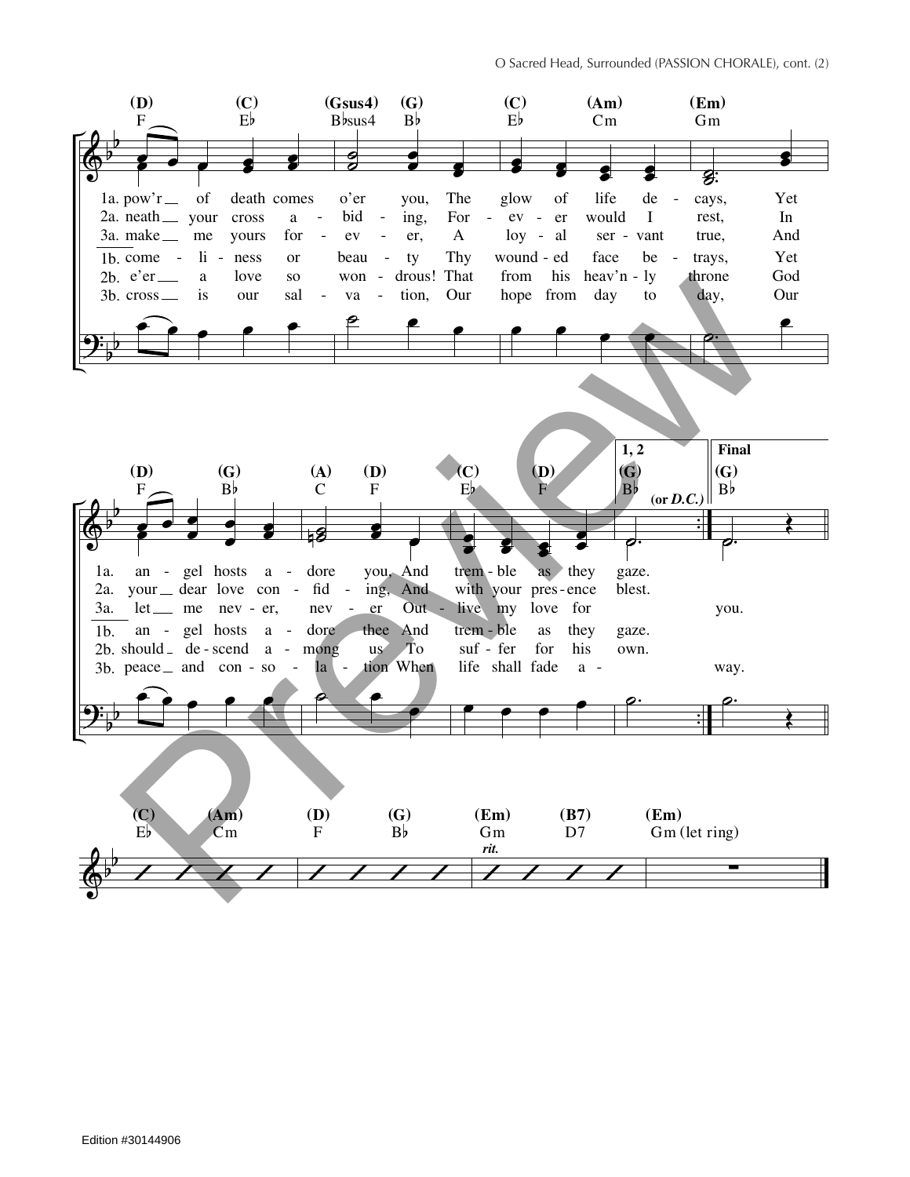(D) F (C) E♭ (Gsus4) B♭sus4 (G) B♭ (C) E♭ (Am) Cm (Em) Gm

1a. pow'r of death comes o'er you, The glow of life de - cays, Yet
2a. neath your cross a - bid - ing, For - ev - er would I rest, In
3a. make me yours for - ev - er, A loy - al ser - vant true, And
1b. come - li - ness or beau - ty Thy wound - ed face be - trays, Yet
2b. e'er a love so won - drous! That from his heav'n - ly throne God
3b. cross is our sal - va - tion, Our hope from day to day, Our

(D) F (G) B♭ (A) C (D) F (C) E♭ (D) F | 1, 2 (G) B♭ (or *D.C.*) | Final (G) B♭

1a. an - gel hosts a - dore you, And trem - ble as they gaze.
2a. your dear love con - fid - ing, And with your pres - ence blest.
3a. let me nev - er, nev - er Out - live my love for you.
1b. an - gel hosts a - dore thee And trem - ble as they gaze.
2b. should de - scend a - mong us To suf - fer for his own.
3b. peace and con - so - la - tion When life shall fade a - way.

(C) E♭ (Am) Cm (D) F (G) B♭ (Em) Gm *rit.* (B7) D7 (Em) Gm (let ring)

Edition #30144906